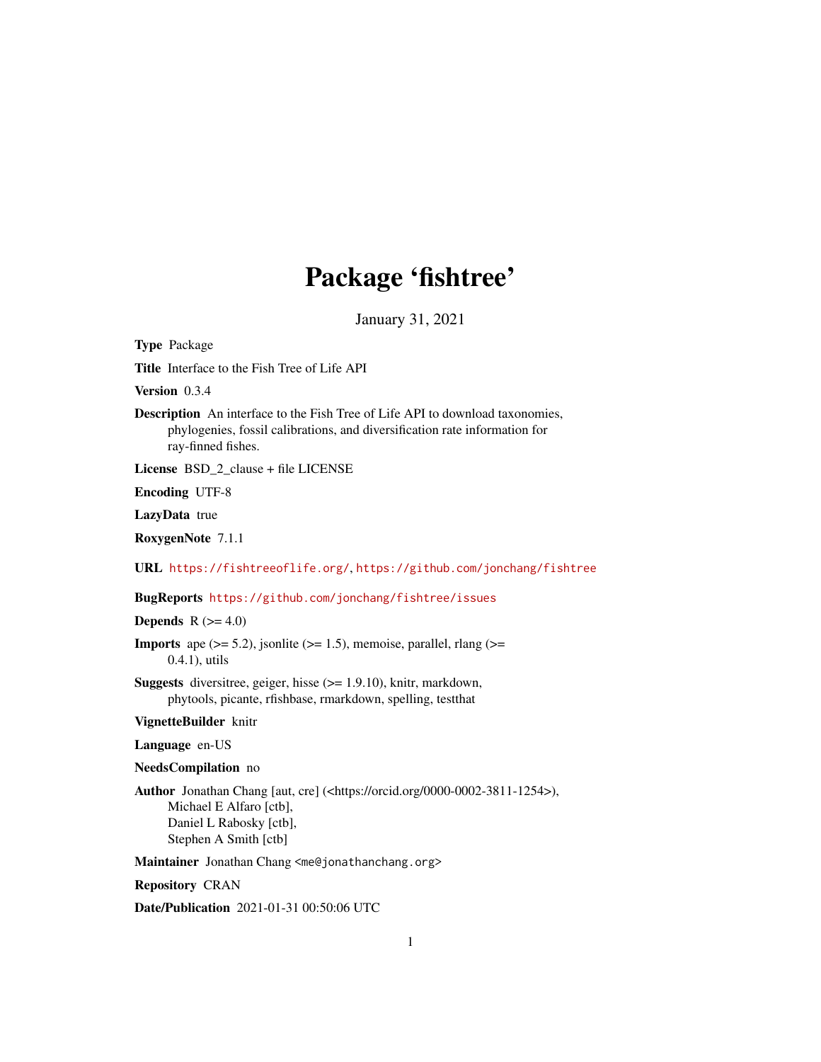# Package 'fishtree'

January 31, 2021

**Type** Package

**Title** Interface to the Fish Tree of Life API

**Version** 0.3.4

**Description** An interface to the Fish Tree of Life API to download taxonomies, phylogenies, fossil calibrations, and diversification rate information for ray-finned fishes.

**License** BSD_2_clause + file LICENSE

**Encoding** UTF-8

**LazyData** true

**RoxygenNote** 7.1.1

**URL** https://fishtreeoflife.org/, https://github.com/jonchang/fishtree

**BugReports** https://github.com/jonchang/fishtree/issues

**Depends** R (>= 4.0)

**Imports** ape (>= 5.2), jsonlite (>= 1.5), memoise, parallel, rlang (>= 0.4.1), utils

**Suggests** diversitree, geiger, hisse (>= 1.9.10), knitr, markdown, phytools, picante, rfishbase, rmarkdown, spelling, testthat

**VignetteBuilder** knitr

**Language** en-US

**NeedsCompilation** no

**Author** Jonathan Chang [aut, cre] (<https://orcid.org/0000-0002-3811-1254>), Michael E Alfaro [ctb], Daniel L Rabosky [ctb], Stephen A Smith [ctb]

**Maintainer** Jonathan Chang <me@jonathanchang.org>

**Repository** CRAN

**Date/Publication** 2021-01-31 00:50:06 UTC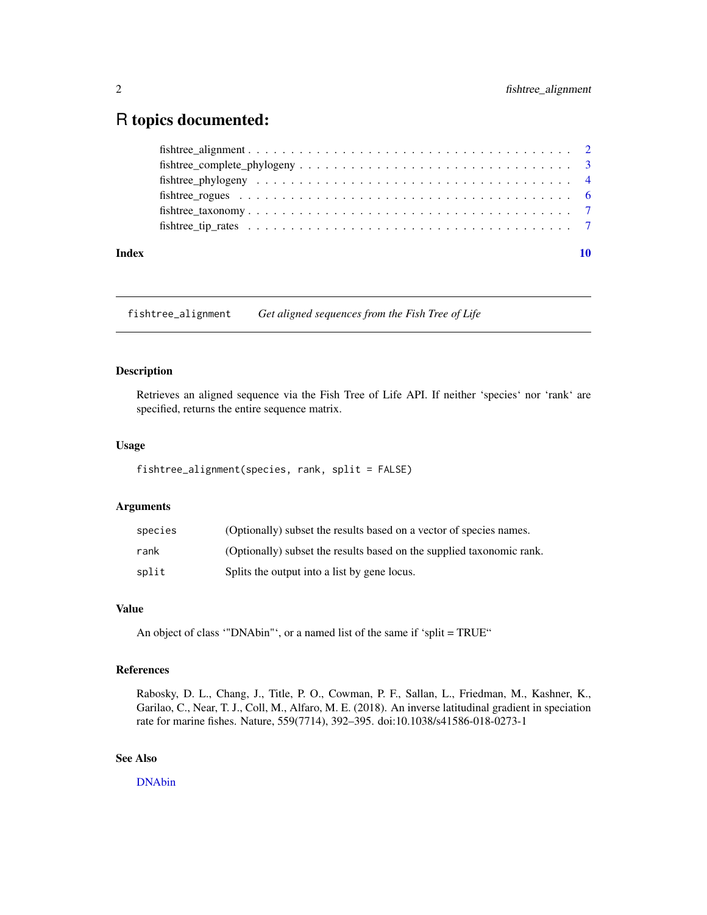# R topics documented:

fishtree_alignment . . . . . . . . . . . . . . . . . . . . . . . . . . . . . . . . . . . . . 2
fishtree_complete_phylogeny . . . . . . . . . . . . . . . . . . . . . . . . . . . . . . . 3
fishtree_phylogeny . . . . . . . . . . . . . . . . . . . . . . . . . . . . . . . . . . . . . 4
fishtree_rogues . . . . . . . . . . . . . . . . . . . . . . . . . . . . . . . . . . . . . . 6
fishtree_taxonomy . . . . . . . . . . . . . . . . . . . . . . . . . . . . . . . . . . . . . 7
fishtree_tip_rates . . . . . . . . . . . . . . . . . . . . . . . . . . . . . . . . . . . . . 7

**Index** **10**

---

## fishtree_alignment — *Get aligned sequences from the Fish Tree of Life*

### Description

Retrieves an aligned sequence via the Fish Tree of Life API. If neither 'species' nor 'rank' are specified, returns the entire sequence matrix.

### Usage

```
fishtree_alignment(species, rank, split = FALSE)
```

### Arguments

| | |
|---|---|
| species | (Optionally) subset the results based on a vector of species names. |
| rank | (Optionally) subset the results based on the supplied taxonomic rank. |
| split | Splits the output into a list by gene locus. |

### Value

An object of class '"DNAbin"', or a named list of the same if 'split = TRUE"

### References

Rabosky, D. L., Chang, J., Title, P. O., Cowman, P. F., Sallan, L., Friedman, M., Kashner, K., Garilao, C., Near, T. J., Coll, M., Alfaro, M. E. (2018). An inverse latitudinal gradient in speciation rate for marine fishes. Nature, 559(7714), 392–395. doi:10.1038/s41586-018-0273-1

### See Also

DNAbin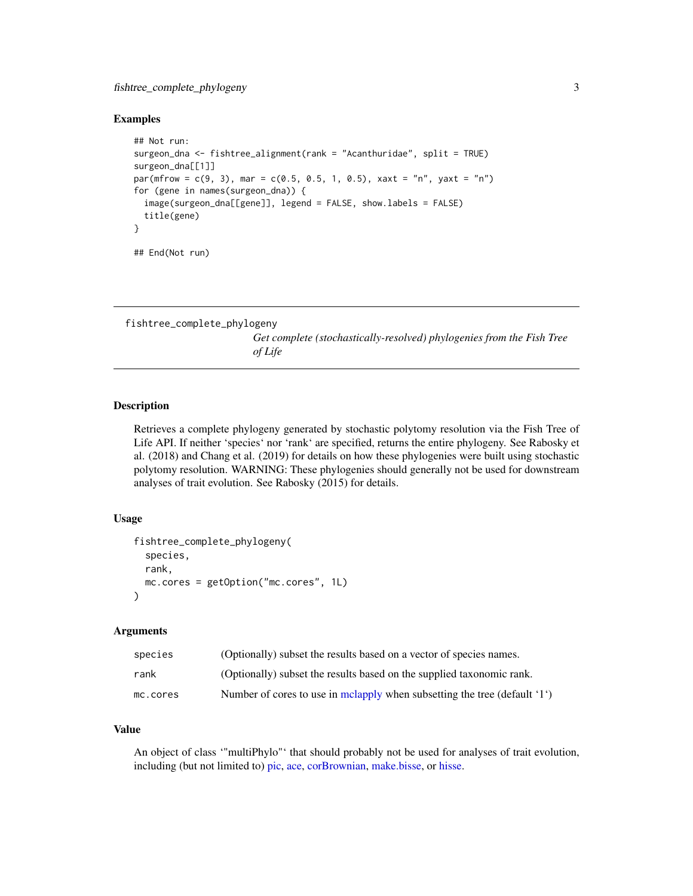### Examples

```
## Not run:
surgeon_dna <- fishtree_alignment(rank = "Acanthuridae", split = TRUE)
surgeon_dna[[1]]
par(mfrow = c(9, 3), mar = c(0.5, 0.5, 1, 0.5), xaxt = "n", yaxt = "n")
for (gene in names(surgeon_dna)) {
  image(surgeon_dna[[gene]], legend = FALSE, show.labels = FALSE)
  title(gene)
}

## End(Not run)
```

---

## fishtree_complete_phylogeny

*Get complete (stochastically-resolved) phylogenies from the Fish Tree of Life*

---

### Description

Retrieves a complete phylogeny generated by stochastic polytomy resolution via the Fish Tree of Life API. If neither ‘species‘ nor ‘rank‘ are specified, returns the entire phylogeny. See Rabosky et al. (2018) and Chang et al. (2019) for details on how these phylogenies were built using stochastic polytomy resolution. WARNING: These phylogenies should generally not be used for downstream analyses of trait evolution. See Rabosky (2015) for details.

### Usage

```
fishtree_complete_phylogeny(
  species,
  rank,
  mc.cores = getOption("mc.cores", 1L)
)
```

### Arguments

| | |
|---|---|
| species | (Optionally) subset the results based on a vector of species names. |
| rank | (Optionally) subset the results based on the supplied taxonomic rank. |
| mc.cores | Number of cores to use in mclapply when subsetting the tree (default ‘1‘) |

### Value

An object of class ‘"multiPhylo"‘ that should probably not be used for analyses of trait evolution, including (but not limited to) pic, ace, corBrownian, make.bisse, or hisse.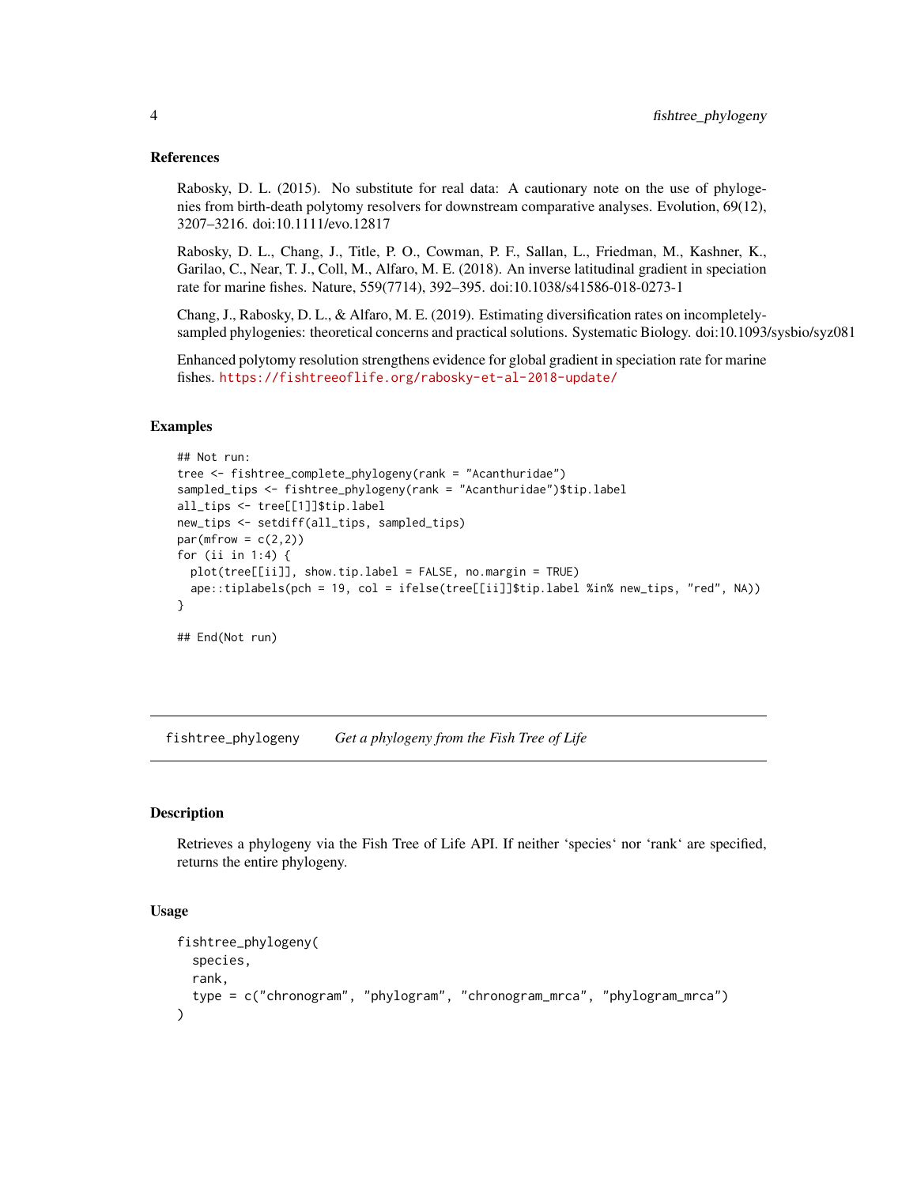### References

Rabosky, D. L. (2015). No substitute for real data: A cautionary note on the use of phylogenies from birth-death polytomy resolvers for downstream comparative analyses. Evolution, 69(12), 3207–3216. doi:10.1111/evo.12817

Rabosky, D. L., Chang, J., Title, P. O., Cowman, P. F., Sallan, L., Friedman, M., Kashner, K., Garilao, C., Near, T. J., Coll, M., Alfaro, M. E. (2018). An inverse latitudinal gradient in speciation rate for marine fishes. Nature, 559(7714), 392–395. doi:10.1038/s41586-018-0273-1

Chang, J., Rabosky, D. L., & Alfaro, M. E. (2019). Estimating diversification rates on incompletely-sampled phylogenies: theoretical concerns and practical solutions. Systematic Biology. doi:10.1093/sysbio/syz081

Enhanced polytomy resolution strengthens evidence for global gradient in speciation rate for marine fishes. https://fishtreeoflife.org/rabosky-et-al-2018-update/

### Examples

```
## Not run:
tree <- fishtree_complete_phylogeny(rank = "Acanthuridae")
sampled_tips <- fishtree_phylogeny(rank = "Acanthuridae")$tip.label
all_tips <- tree[[1]]$tip.label
new_tips <- setdiff(all_tips, sampled_tips)
par(mfrow = c(2,2))
for (ii in 1:4) {
  plot(tree[[ii]], show.tip.label = FALSE, no.margin = TRUE)
  ape::tiplabels(pch = 19, col = ifelse(tree[[ii]]$tip.label %in% new_tips, "red", NA))
}

## End(Not run)
```

---

## fishtree_phylogeny — *Get a phylogeny from the Fish Tree of Life*

### Description

Retrieves a phylogeny via the Fish Tree of Life API. If neither 'species' nor 'rank' are specified, returns the entire phylogeny.

### Usage

```
fishtree_phylogeny(
  species,
  rank,
  type = c("chronogram", "phylogram", "chronogram_mrca", "phylogram_mrca")
)
```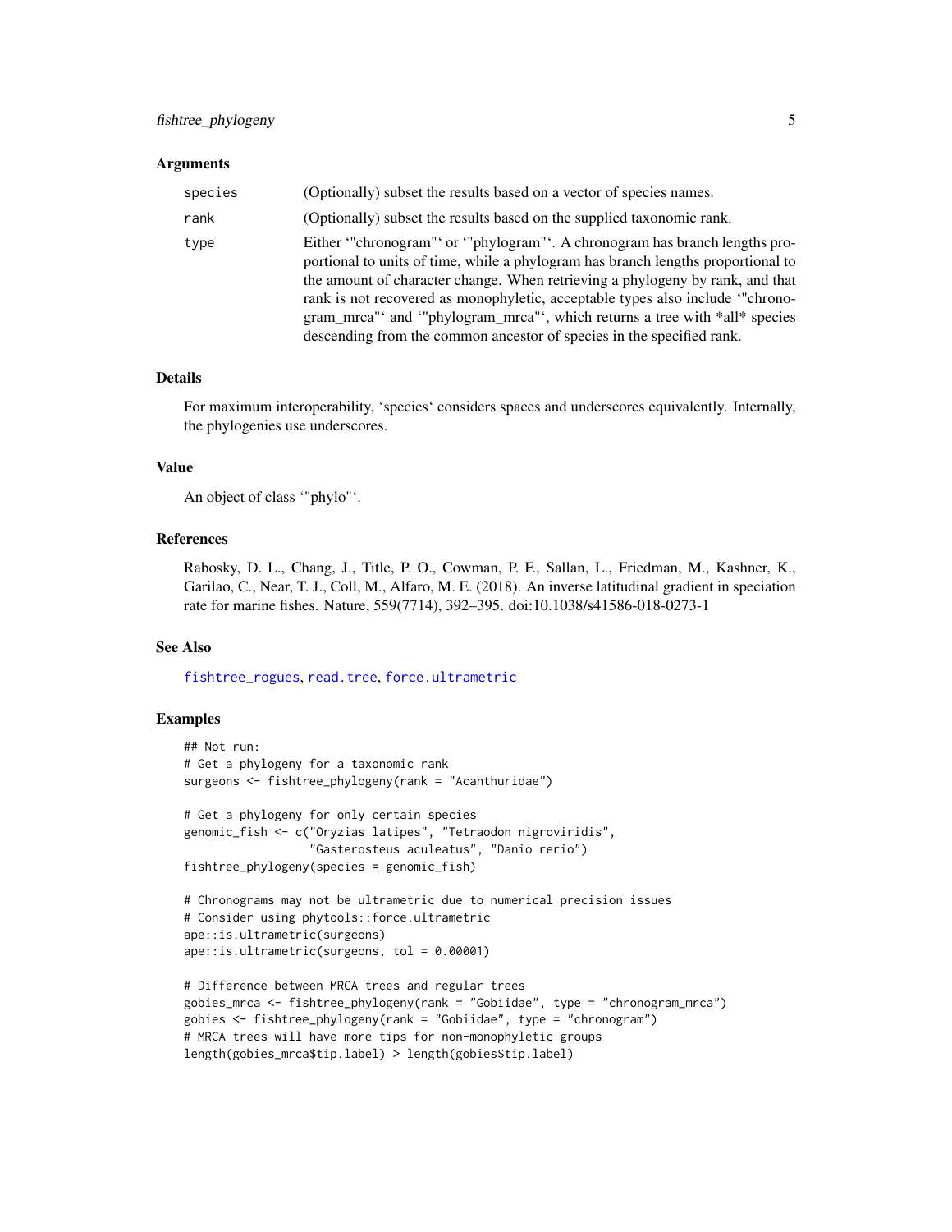### Arguments

| | |
|---|---|
| species | (Optionally) subset the results based on a vector of species names. |
| rank | (Optionally) subset the results based on the supplied taxonomic rank. |
| type | Either ‘"chronogram"‘ or ‘"phylogram"‘. A chronogram has branch lengths proportional to units of time, while a phylogram has branch lengths proportional to the amount of character change. When retrieving a phylogeny by rank, and that rank is not recovered as monophyletic, acceptable types also include ‘"chronogram_mrca"‘ and ‘"phylogram_mrca"‘, which returns a tree with *all* species descending from the common ancestor of species in the specified rank. |

### Details

For maximum interoperability, ‘species‘ considers spaces and underscores equivalently. Internally, the phylogenies use underscores.

### Value

An object of class ‘"phylo"‘.

### References

Rabosky, D. L., Chang, J., Title, P. O., Cowman, P. F., Sallan, L., Friedman, M., Kashner, K., Garilao, C., Near, T. J., Coll, M., Alfaro, M. E. (2018). An inverse latitudinal gradient in speciation rate for marine fishes. Nature, 559(7714), 392–395. doi:10.1038/s41586-018-0273-1

### See Also

fishtree_rogues, read.tree, force.ultrametric

### Examples

```
## Not run:
# Get a phylogeny for a taxonomic rank
surgeons <- fishtree_phylogeny(rank = "Acanthuridae")

# Get a phylogeny for only certain species
genomic_fish <- c("Oryzias latipes", "Tetraodon nigroviridis",
                  "Gasterosteus aculeatus", "Danio rerio")
fishtree_phylogeny(species = genomic_fish)

# Chronograms may not be ultrametric due to numerical precision issues
# Consider using phytools::force.ultrametric
ape::is.ultrametric(surgeons)
ape::is.ultrametric(surgeons, tol = 0.00001)

# Difference between MRCA trees and regular trees
gobies_mrca <- fishtree_phylogeny(rank = "Gobiidae", type = "chronogram_mrca")
gobies <- fishtree_phylogeny(rank = "Gobiidae", type = "chronogram")
# MRCA trees will have more tips for non-monophyletic groups
length(gobies_mrca$tip.label) > length(gobies$tip.label)
```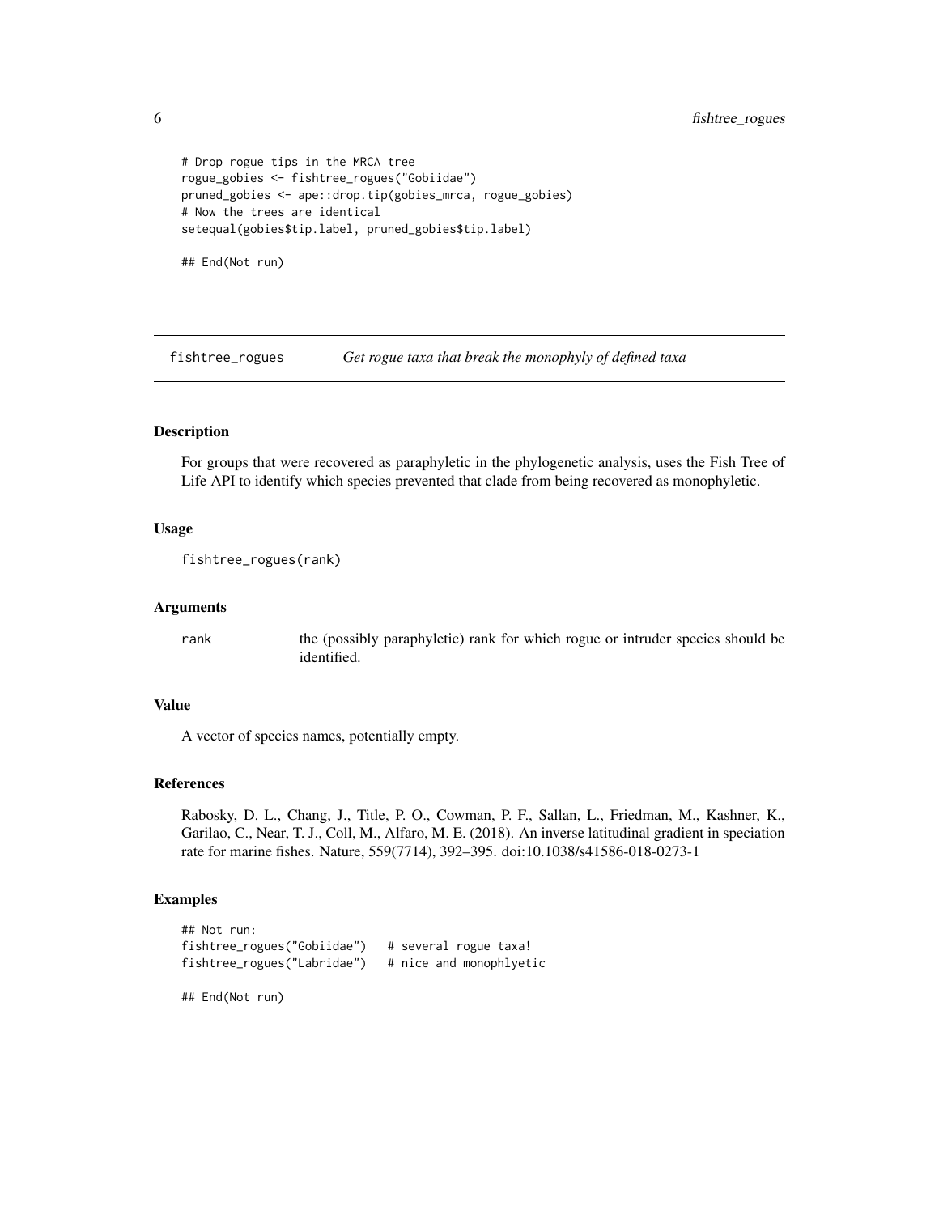```
# Drop rogue tips in the MRCA tree
rogue_gobies <- fishtree_rogues("Gobiidae")
pruned_gobies <- ape::drop.tip(gobies_mrca, rogue_gobies)
# Now the trees are identical
setequal(gobies$tip.label, pruned_gobies$tip.label)

## End(Not run)
```

## fishtree_rogues — *Get rogue taxa that break the monophyly of defined taxa*

### Description

For groups that were recovered as paraphyletic in the phylogenetic analysis, uses the Fish Tree of Life API to identify which species prevented that clade from being recovered as monophyletic.

### Usage

```
fishtree_rogues(rank)
```

### Arguments

| | |
|---|---|
| rank | the (possibly paraphyletic) rank for which rogue or intruder species should be identified. |

### Value

A vector of species names, potentially empty.

### References

Rabosky, D. L., Chang, J., Title, P. O., Cowman, P. F., Sallan, L., Friedman, M., Kashner, K., Garilao, C., Near, T. J., Coll, M., Alfaro, M. E. (2018). An inverse latitudinal gradient in speciation rate for marine fishes. Nature, 559(7714), 392–395. doi:10.1038/s41586-018-0273-1

### Examples

```
## Not run:
fishtree_rogues("Gobiidae")   # several rogue taxa!
fishtree_rogues("Labridae")   # nice and monophlyetic

## End(Not run)
```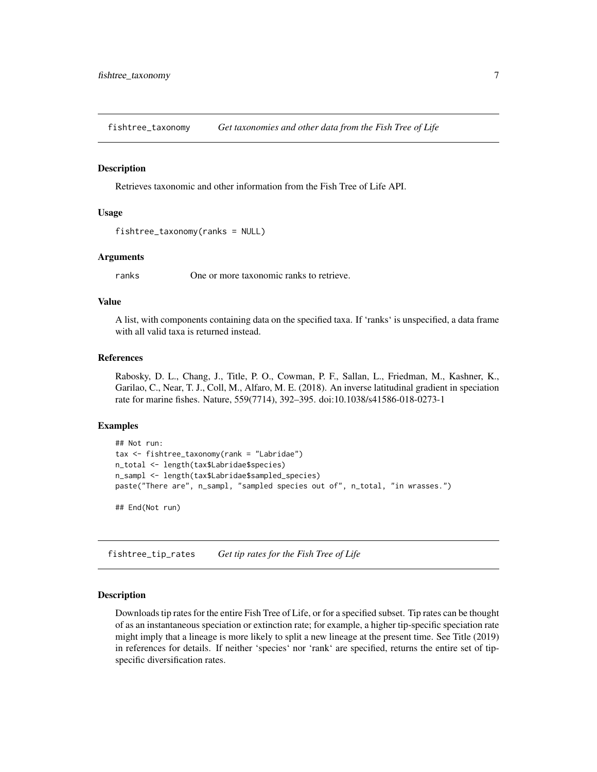## fishtree_taxonomy — *Get taxonomies and other data from the Fish Tree of Life*

### Description

Retrieves taxonomic and other information from the Fish Tree of Life API.

### Usage

```
fishtree_taxonomy(ranks = NULL)
```

### Arguments

ranks — One or more taxonomic ranks to retrieve.

### Value

A list, with components containing data on the specified taxa. If 'ranks' is unspecified, a data frame with all valid taxa is returned instead.

### References

Rabosky, D. L., Chang, J., Title, P. O., Cowman, P. F., Sallan, L., Friedman, M., Kashner, K., Garilao, C., Near, T. J., Coll, M., Alfaro, M. E. (2018). An inverse latitudinal gradient in speciation rate for marine fishes. Nature, 559(7714), 392–395. doi:10.1038/s41586-018-0273-1

### Examples

```
## Not run:
tax <- fishtree_taxonomy(rank = "Labridae")
n_total <- length(tax$Labridae$species)
n_sampl <- length(tax$Labridae$sampled_species)
paste("There are", n_sampl, "sampled species out of", n_total, "in wrasses.")

## End(Not run)
```

## fishtree_tip_rates — *Get tip rates for the Fish Tree of Life*

### Description

Downloads tip rates for the entire Fish Tree of Life, or for a specified subset. Tip rates can be thought of as an instantaneous speciation or extinction rate; for example, a higher tip-specific speciation rate might imply that a lineage is more likely to split a new lineage at the present time. See Title (2019) in references for details. If neither 'species' nor 'rank' are specified, returns the entire set of tip-specific diversification rates.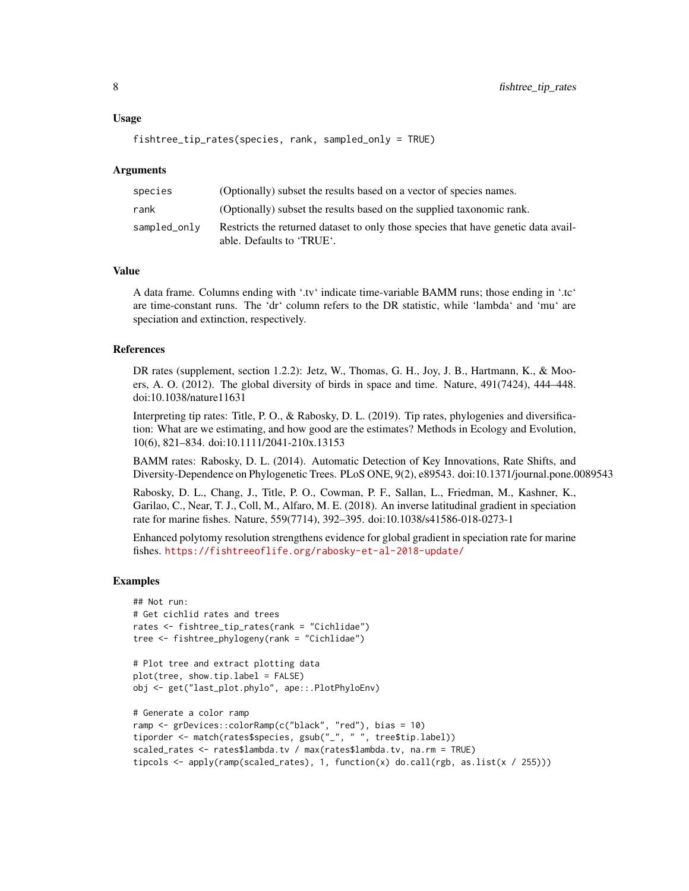### Usage

```
fishtree_tip_rates(species, rank, sampled_only = TRUE)
```

### Arguments

| | |
|---|---|
| species | (Optionally) subset the results based on a vector of species names. |
| rank | (Optionally) subset the results based on the supplied taxonomic rank. |
| sampled_only | Restricts the returned dataset to only those species that have genetic data available. Defaults to 'TRUE'. |

### Value

A data frame. Columns ending with '.tv' indicate time-variable BAMM runs; those ending in '.tc' are time-constant runs. The 'dr' column refers to the DR statistic, while 'lambda' and 'mu' are speciation and extinction, respectively.

### References

DR rates (supplement, section 1.2.2): Jetz, W., Thomas, G. H., Joy, J. B., Hartmann, K., & Mooers, A. O. (2012). The global diversity of birds in space and time. Nature, 491(7424), 444–448. doi:10.1038/nature11631

Interpreting tip rates: Title, P. O., & Rabosky, D. L. (2019). Tip rates, phylogenies and diversification: What are we estimating, and how good are the estimates? Methods in Ecology and Evolution, 10(6), 821–834. doi:10.1111/2041-210x.13153

BAMM rates: Rabosky, D. L. (2014). Automatic Detection of Key Innovations, Rate Shifts, and Diversity-Dependence on Phylogenetic Trees. PLoS ONE, 9(2), e89543. doi:10.1371/journal.pone.0089543

Rabosky, D. L., Chang, J., Title, P. O., Cowman, P. F., Sallan, L., Friedman, M., Kashner, K., Garilao, C., Near, T. J., Coll, M., Alfaro, M. E. (2018). An inverse latitudinal gradient in speciation rate for marine fishes. Nature, 559(7714), 392–395. doi:10.1038/s41586-018-0273-1

Enhanced polytomy resolution strengthens evidence for global gradient in speciation rate for marine fishes. https://fishtreeoflife.org/rabosky-et-al-2018-update/

### Examples

```
## Not run:
# Get cichlid rates and trees
rates <- fishtree_tip_rates(rank = "Cichlidae")
tree <- fishtree_phylogeny(rank = "Cichlidae")

# Plot tree and extract plotting data
plot(tree, show.tip.label = FALSE)
obj <- get("last_plot.phylo", ape::.PlotPhyloEnv)

# Generate a color ramp
ramp <- grDevices::colorRamp(c("black", "red"), bias = 10)
tiporder <- match(rates$species, gsub("_", " ", tree$tip.label))
scaled_rates <- rates$lambda.tv / max(rates$lambda.tv, na.rm = TRUE)
tipcols <- apply(ramp(scaled_rates), 1, function(x) do.call(rgb, as.list(x / 255)))
```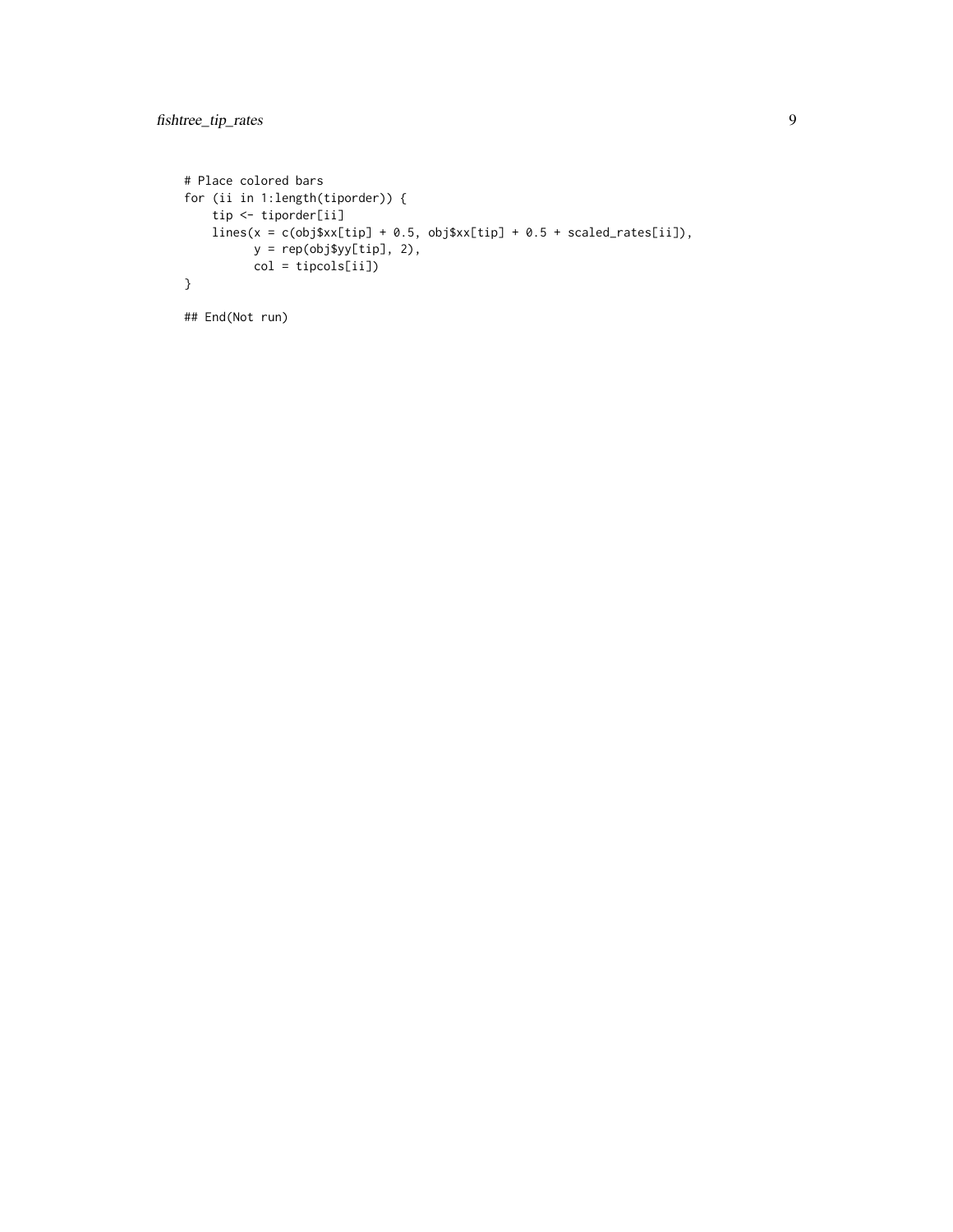```
# Place colored bars
for (ii in 1:length(tiporder)) {
    tip <- tiporder[ii]
    lines(x = c(obj$xx[tip] + 0.5, obj$xx[tip] + 0.5 + scaled_rates[ii]),
          y = rep(obj$yy[tip], 2),
          col = tipcols[ii])
}

## End(Not run)
```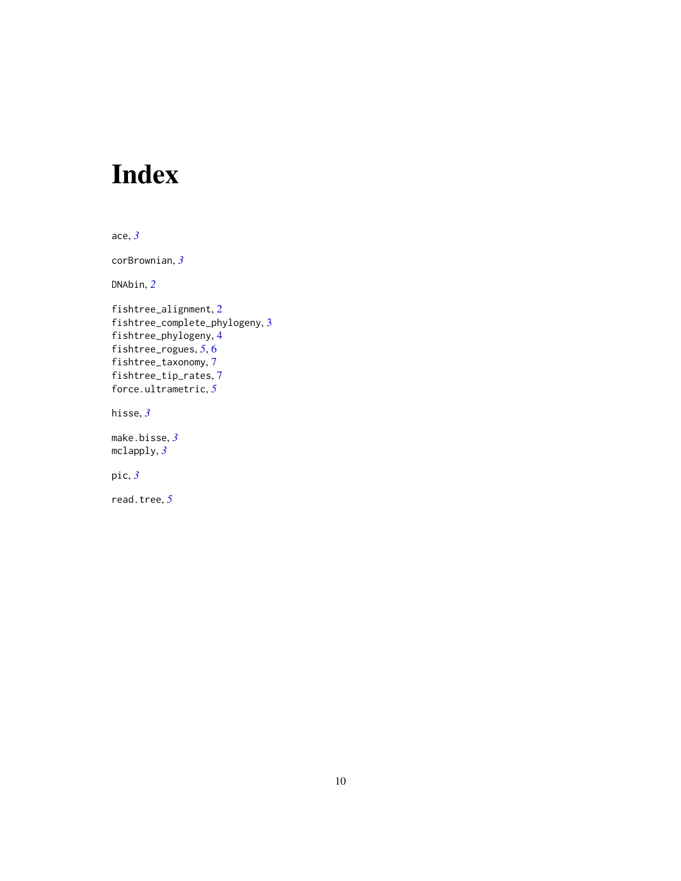# Index

ace, *3*

corBrownian, *3*

DNAbin, *2*

fishtree_alignment, 2
fishtree_complete_phylogeny, 3
fishtree_phylogeny, 4
fishtree_rogues, *5*, 6
fishtree_taxonomy, 7
fishtree_tip_rates, 7
force.ultrametric, *5*

hisse, *3*

make.bisse, *3*
mclapply, *3*

pic, *3*

read.tree, *5*